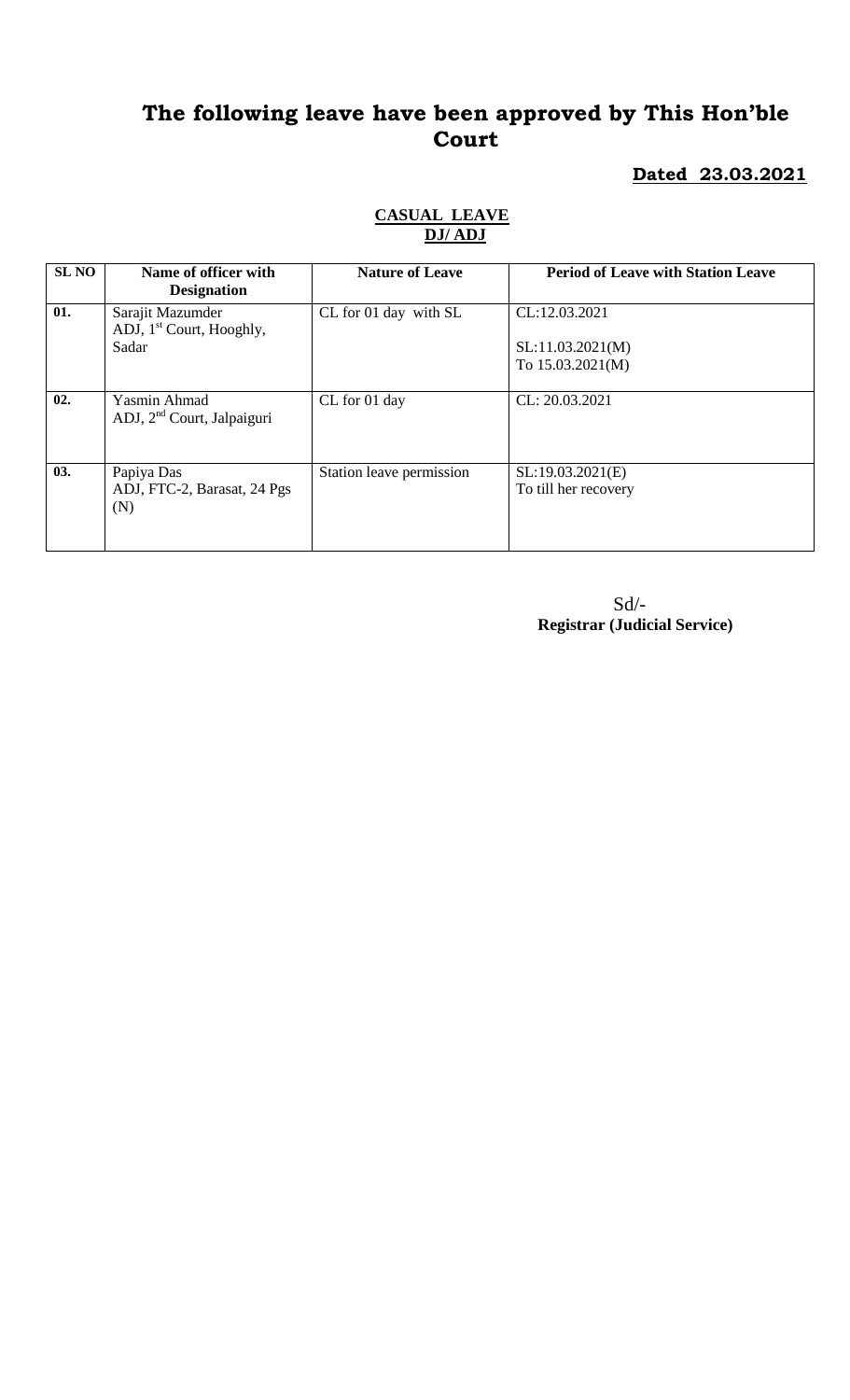# The following leave have been approved by This Hon'ble Court

**Dated 23.03.2021**

**CASUAL LEAVE**
**DJ/ ADJ**

| SL NO | Name of officer with Designation | Nature of Leave | Period of Leave with Station Leave |
|---|---|---|---|
| 01. | Sarajit Mazumder ADJ, 1st Court, Hooghly, Sadar | CL for 01 day with SL | CL:12.03.2021<br><br>SL:11.03.2021(M) To 15.03.2021(M) |
| 02. | Yasmin Ahmad ADJ, 2nd Court, Jalpaiguri | CL for 01 day | CL: 20.03.2021 |
| 03. | Papiya Das ADJ, FTC-2, Barasat, 24 Pgs (N) | Station leave permission | SL:19.03.2021(E) To till her recovery |

Sd/-
**Registrar (Judicial Service)**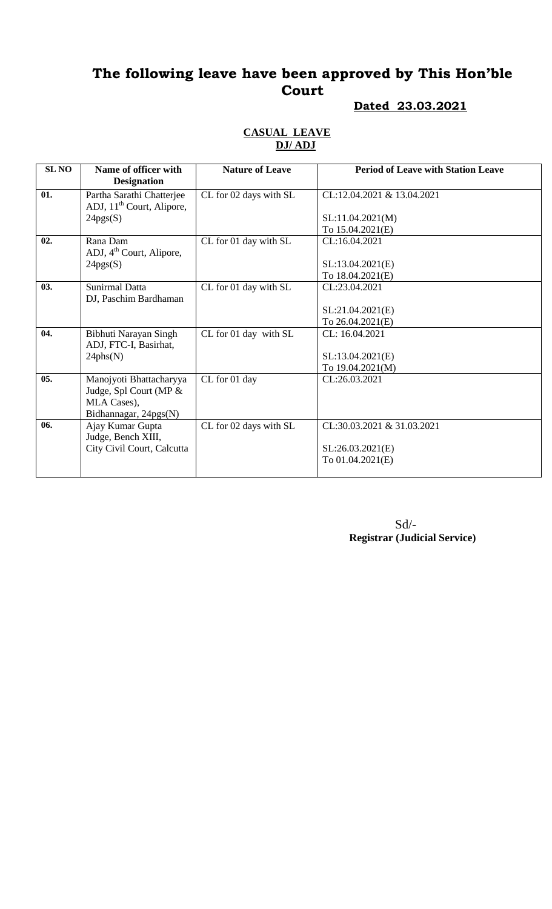# The following leave have been approved by This Hon'ble Court

**Dated 23.03.2021**

**CASUAL LEAVE**
**DJ/ ADJ**

| SL NO | Name of officer with Designation | Nature of Leave | Period of Leave with Station Leave |
|---|---|---|---|
| 01. | Partha Sarathi Chatterjee ADJ, 11th Court, Alipore, 24pgs(S) | CL for 02 days with SL | CL:12.04.2021 & 13.04.2021<br><br>SL:11.04.2021(M)<br>To 15.04.2021(E) |
| 02. | Rana Dam ADJ, 4th Court, Alipore, 24pgs(S) | CL for 01 day with SL | CL:16.04.2021<br><br>SL:13.04.2021(E)<br>To 18.04.2021(E) |
| 03. | Sunirmal Datta DJ, Paschim Bardhaman | CL for 01 day with SL | CL:23.04.2021<br><br>SL:21.04.2021(E)<br>To 26.04.2021(E) |
| 04. | Bibhuti Narayan Singh ADJ, FTC-I, Basirhat, 24phs(N) | CL for 01 day with SL | CL: 16.04.2021<br><br>SL:13.04.2021(E)<br>To 19.04.2021(M) |
| 05. | Manojyoti Bhattacharyya Judge, Spl Court (MP & MLA Cases), Bidhannagar, 24pgs(N) | CL for 01 day | CL:26.03.2021 |
| 06. | Ajay Kumar Gupta Judge, Bench XIII, City Civil Court, Calcutta | CL for 02 days with SL | CL:30.03.2021 & 31.03.2021<br><br>SL:26.03.2021(E)<br>To 01.04.2021(E) |

Sd/-
**Registrar (Judicial Service)**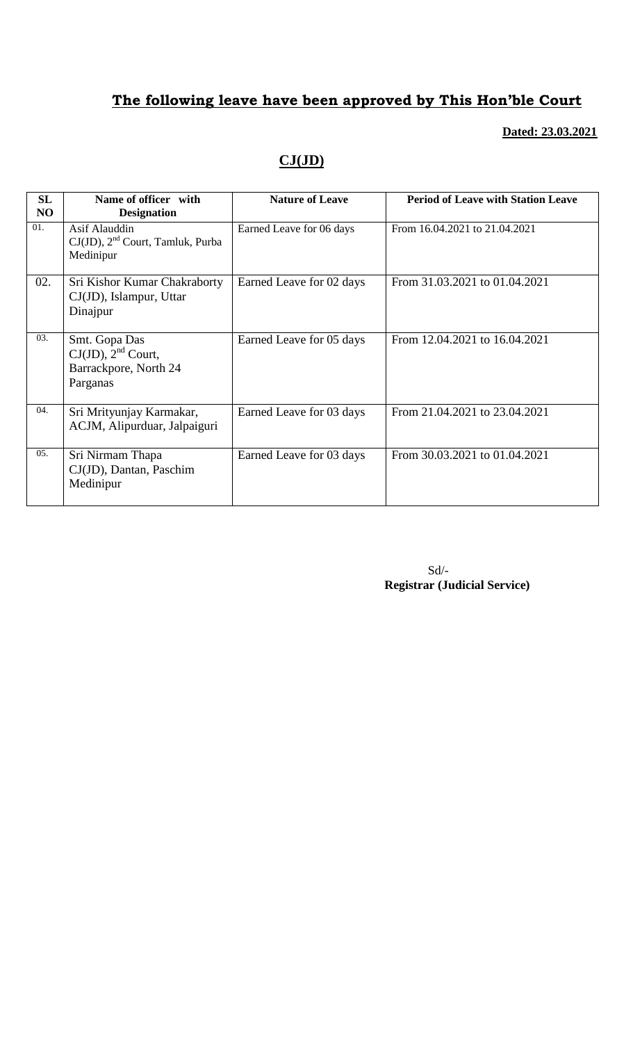## **The following leave have been approved by This Hon'ble Court**

**Dated: 23.03.2021**

## **CJ(JD)**

| SL NO | Name of officer with Designation | Nature of Leave | Period of Leave with Station Leave |
|---|---|---|---|
| 01. | Asif Alauddin CJ(JD), 2nd Court, Tamluk, Purba Medinipur | Earned Leave for 06 days | From 16.04.2021 to 21.04.2021 |
| 02. | Sri Kishor Kumar Chakraborty CJ(JD), Islampur, Uttar Dinajpur | Earned Leave for 02 days | From 31.03.2021 to 01.04.2021 |
| 03. | Smt. Gopa Das CJ(JD), 2nd Court, Barrackpore, North 24 Parganas | Earned Leave for 05 days | From 12.04.2021 to 16.04.2021 |
| 04. | Sri Mrityunjay Karmakar, ACJM, Alipurduar, Jalpaiguri | Earned Leave for 03 days | From 21.04.2021 to 23.04.2021 |
| 05. | Sri Nirmam Thapa CJ(JD), Dantan, Paschim Medinipur | Earned Leave for 03 days | From 30.03.2021 to 01.04.2021 |

Sd/-
**Registrar (Judicial Service)**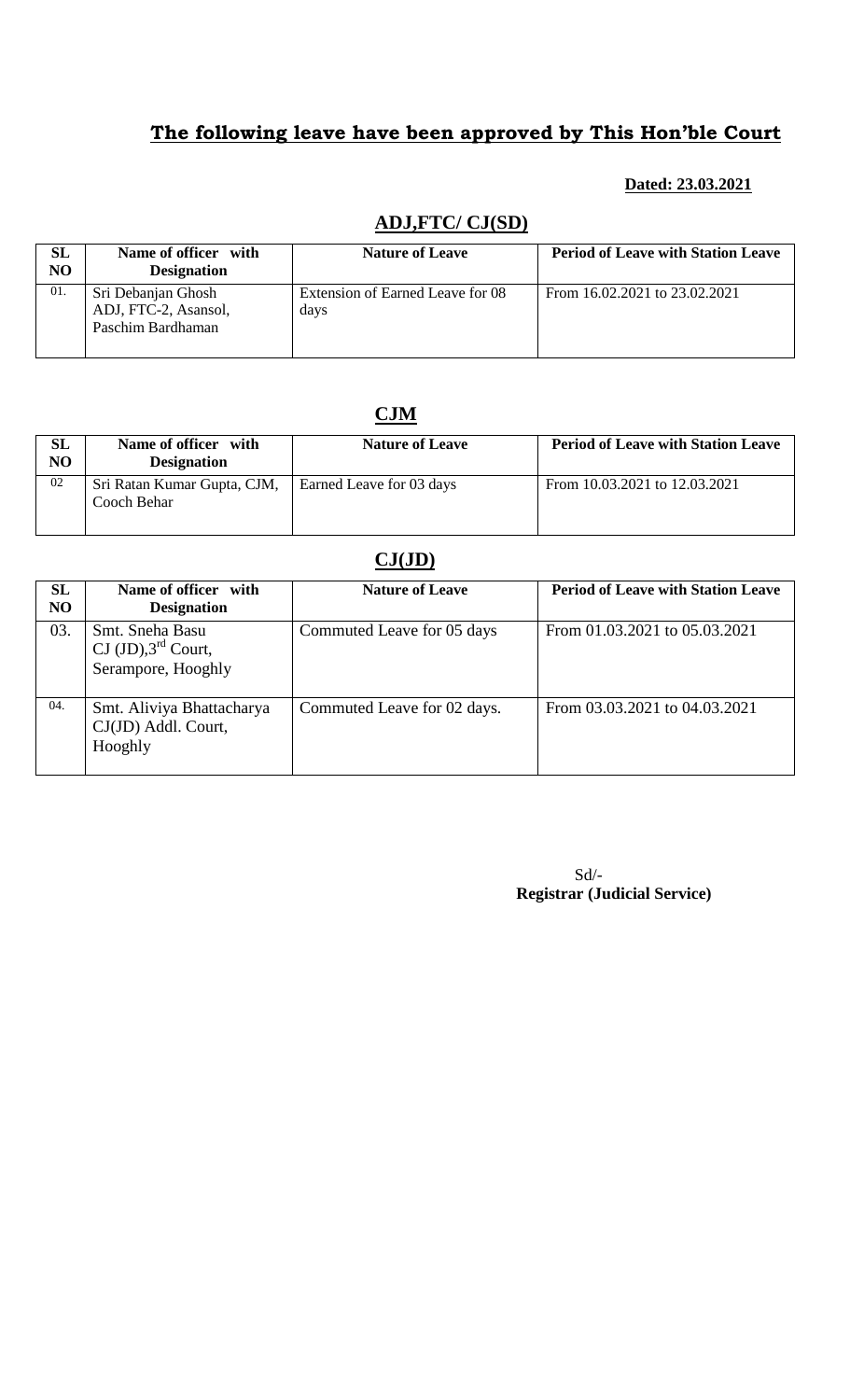## **The following leave have been approved by This Hon'ble Court**

**Dated: 23.03.2021**

### **ADJ,FTC/ CJ(SD)**

| SL NO | Name of officer with Designation | Nature of Leave | Period of Leave with Station Leave |
|---|---|---|---|
| 01. | Sri Debanjan Ghosh ADJ, FTC-2, Asansol, Paschim Bardhaman | Extension of Earned Leave for 08 days | From 16.02.2021 to 23.02.2021 |

### **CJM**

| SL NO | Name of officer with Designation | Nature of Leave | Period of Leave with Station Leave |
|---|---|---|---|
| 02 | Sri Ratan Kumar Gupta, CJM, Cooch Behar | Earned Leave for 03 days | From 10.03.2021 to 12.03.2021 |

### **CJ(JD)**

| SL NO | Name of officer with Designation | Nature of Leave | Period of Leave with Station Leave |
|---|---|---|---|
| 03. | Smt. Sneha Basu CJ (JD),3rd Court, Serampore, Hooghly | Commuted Leave for 05 days | From 01.03.2021 to 05.03.2021 |
| 04. | Smt. Aliviya Bhattacharya CJ(JD) Addl. Court, Hooghly | Commuted Leave for 02 days. | From 03.03.2021 to 04.03.2021 |

Sd/-
**Registrar (Judicial Service)**